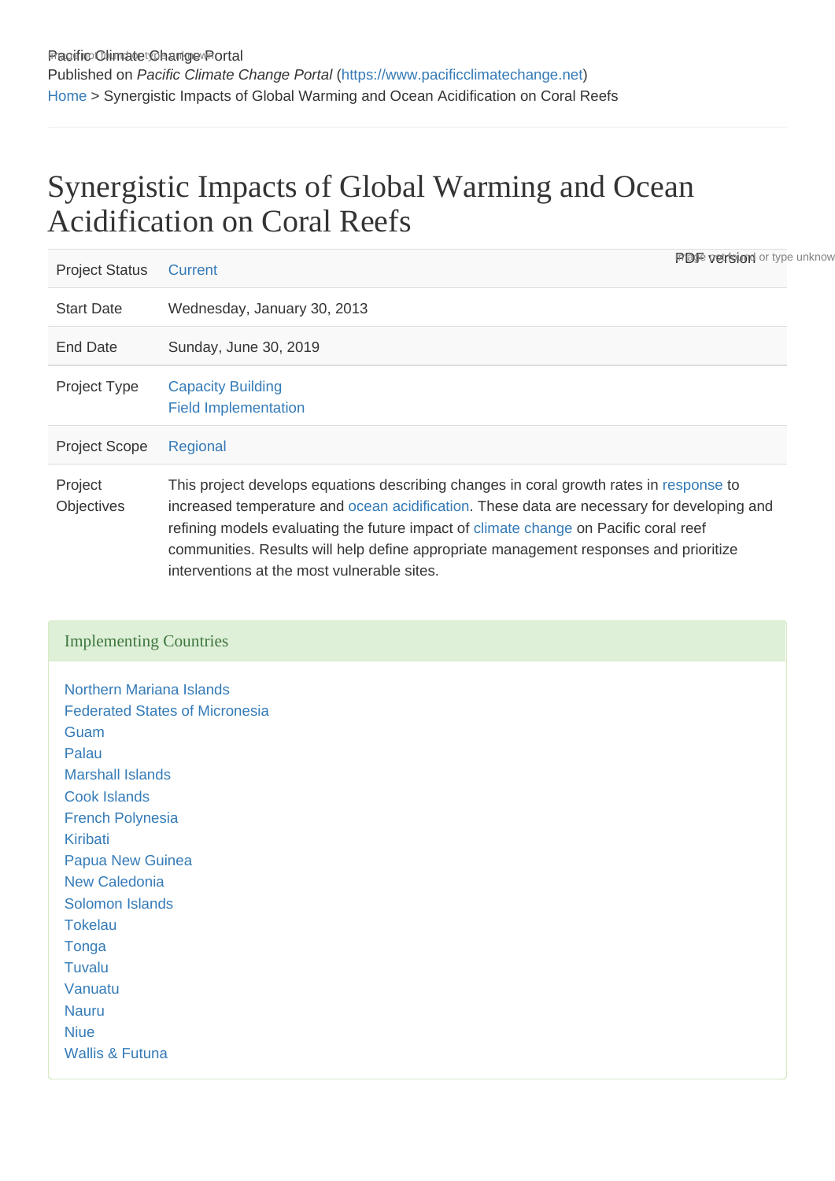Pacific Climate Change Portal
Published on *Pacific Climate Change Portal* (https://www.pacificclimatechange.net)
Home > Synergistic Impacts of Global Warming and Ocean Acidification on Coral Reefs

# Synergistic Impacts of Global Warming and Ocean Acidification on Coral Reefs

PDF version

| | |
|---|---|
| Project Status | Current |
| Start Date | Wednesday, January 30, 2013 |
| End Date | Sunday, June 30, 2019 |
| Project Type | Capacity Building<br>Field Implementation |
| Project Scope | Regional |
| Project Objectives | This project develops equations describing changes in coral growth rates in response to increased temperature and ocean acidification. These data are necessary for developing and refining models evaluating the future impact of climate change on Pacific coral reef communities. Results will help define appropriate management responses and prioritize interventions at the most vulnerable sites. |

## Implementing Countries

Northern Mariana Islands
Federated States of Micronesia
Guam
Palau
Marshall Islands
Cook Islands
French Polynesia
Kiribati
Papua New Guinea
New Caledonia
Solomon Islands
Tokelau
Tonga
Tuvalu
Vanuatu
Nauru
Niue
Wallis & Futuna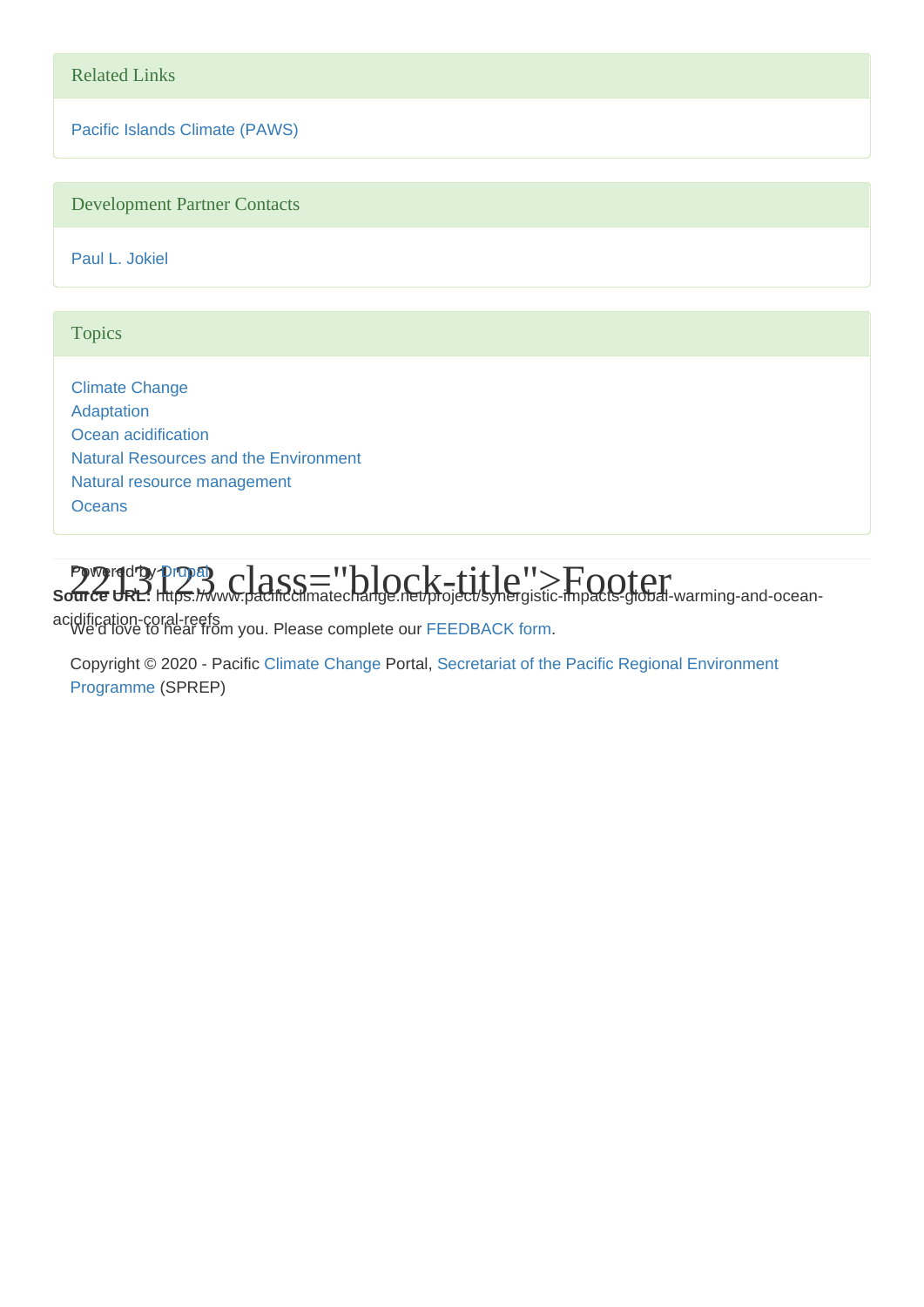### Related Links

Pacific Islands Climate (PAWS)

### Development Partner Contacts

Paul L. Jokiel

### Topics

Climate Change
Adaptation
Ocean acidification
Natural Resources and the Environment
Natural resource management
Oceans

Powered by Drupal

2213123 class="block-title">Footer

**Source URL:** https://www.pacificclimatechange.net/project/synergistic-impacts-global-warming-and-ocean-acidification-coral-reefs

We'd love to hear from you. Please complete our FEEDBACK form.

Copyright © 2020 - Pacific Climate Change Portal, Secretariat of the Pacific Regional Environment Programme (SPREP)